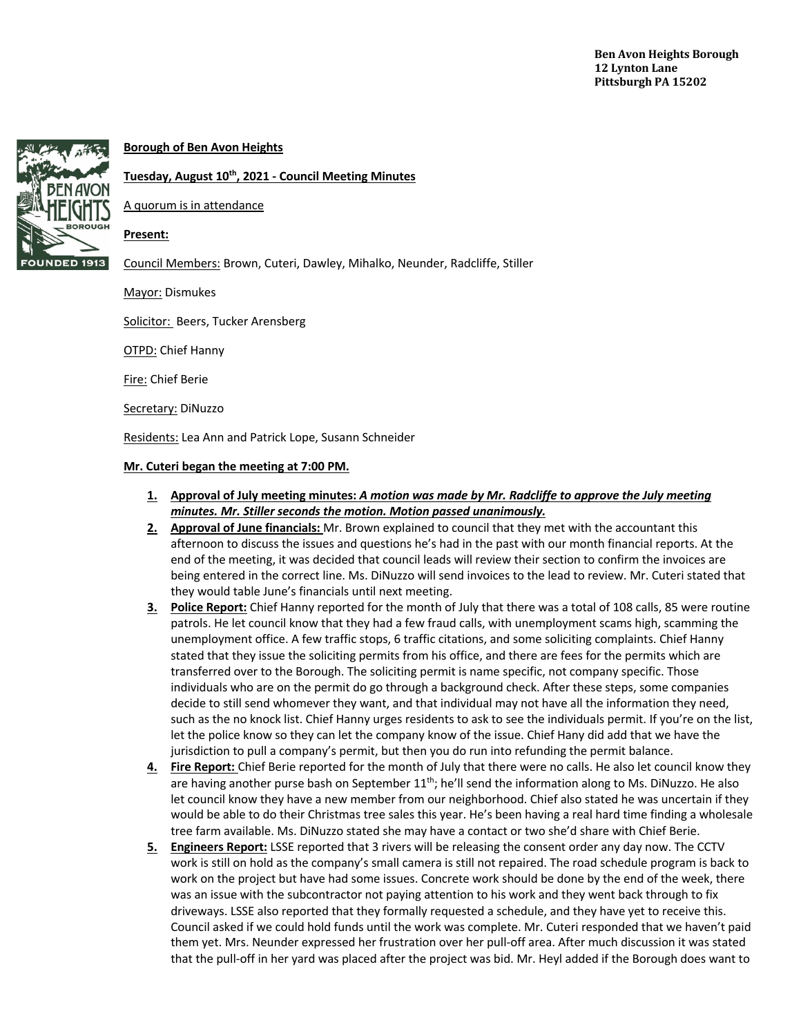Ben Avon Heights Borough
12 Lynton Lane
Pittsburgh PA 15202

**Borough of Ben Avon Heights**

**Tuesday, August 10th, 2021 - Council Meeting Minutes**

A quorum is in attendance

**Present:**

Council Members: Brown, Cuteri, Dawley, Mihalko, Neunder, Radcliffe, Stiller

Mayor: Dismukes

Solicitor: Beers, Tucker Arensberg

OTPD: Chief Hanny

Fire: Chief Berie

Secretary: DiNuzzo

Residents: Lea Ann and Patrick Lope, Susann Schneider

**Mr. Cuteri began the meeting at 7:00 PM.**

1. **Approval of July meeting minutes:** ***A motion was made by Mr. Radcliffe to approve the July meeting minutes. Mr. Stiller seconds the motion. Motion passed unanimously.***
2. **Approval of June financials:** Mr. Brown explained to council that they met with the accountant this afternoon to discuss the issues and questions he's had in the past with our month financial reports. At the end of the meeting, it was decided that council leads will review their section to confirm the invoices are being entered in the correct line. Ms. DiNuzzo will send invoices to the lead to review. Mr. Cuteri stated that they would table June's financials until next meeting.
3. **Police Report:** Chief Hanny reported for the month of July that there was a total of 108 calls, 85 were routine patrols. He let council know that they had a few fraud calls, with unemployment scams high, scamming the unemployment office. A few traffic stops, 6 traffic citations, and some soliciting complaints. Chief Hanny stated that they issue the soliciting permits from his office, and there are fees for the permits which are transferred over to the Borough. The soliciting permit is name specific, not company specific. Those individuals who are on the permit do go through a background check. After these steps, some companies decide to still send whomever they want, and that individual may not have all the information they need, such as the no knock list. Chief Hanny urges residents to ask to see the individuals permit. If you're on the list, let the police know so they can let the company know of the issue. Chief Hany did add that we have the jurisdiction to pull a company's permit, but then you do run into refunding the permit balance.
4. **Fire Report:** Chief Berie reported for the month of July that there were no calls. He also let council know they are having another purse bash on September 11th; he'll send the information along to Ms. DiNuzzo. He also let council know they have a new member from our neighborhood. Chief also stated he was uncertain if they would be able to do their Christmas tree sales this year. He's been having a real hard time finding a wholesale tree farm available. Ms. DiNuzzo stated she may have a contact or two she'd share with Chief Berie.
5. **Engineers Report:** LSSE reported that 3 rivers will be releasing the consent order any day now. The CCTV work is still on hold as the company's small camera is still not repaired. The road schedule program is back to work on the project but have had some issues. Concrete work should be done by the end of the week, there was an issue with the subcontractor not paying attention to his work and they went back through to fix driveways. LSSE also reported that they formally requested a schedule, and they have yet to receive this. Council asked if we could hold funds until the work was complete. Mr. Cuteri responded that we haven't paid them yet. Mrs. Neunder expressed her frustration over her pull-off area. After much discussion it was stated that the pull-off in her yard was placed after the project was bid. Mr. Heyl added if the Borough does want to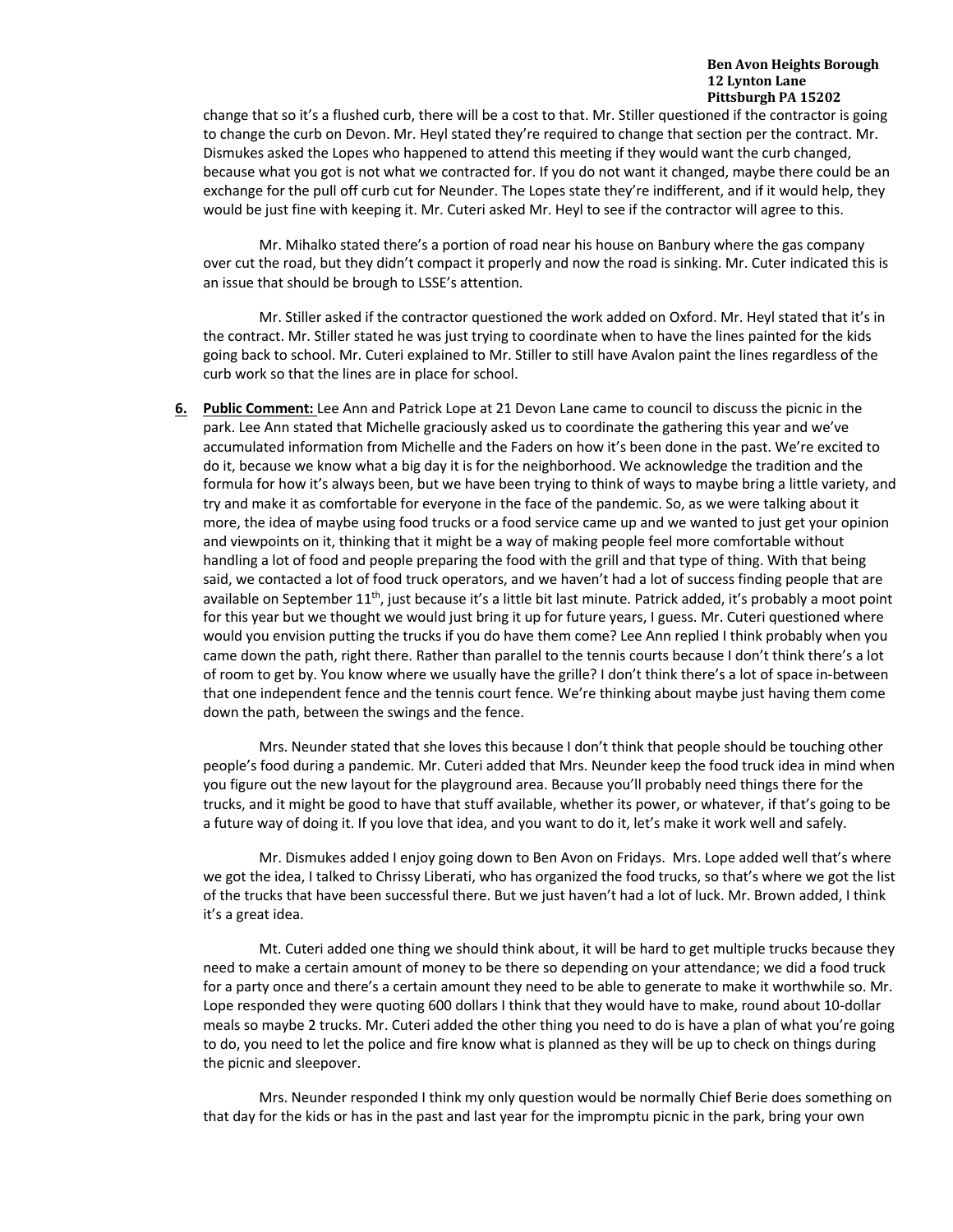change that so it's a flushed curb, there will be a cost to that. Mr. Stiller questioned if the contractor is going to change the curb on Devon. Mr. Heyl stated they're required to change that section per the contract. Mr. Dismukes asked the Lopes who happened to attend this meeting if they would want the curb changed, because what you got is not what we contracted for. If you do not want it changed, maybe there could be an exchange for the pull off curb cut for Neunder. The Lopes state they're indifferent, and if it would help, they would be just fine with keeping it. Mr. Cuteri asked Mr. Heyl to see if the contractor will agree to this.

Mr. Mihalko stated there's a portion of road near his house on Banbury where the gas company over cut the road, but they didn't compact it properly and now the road is sinking. Mr. Cuter indicated this is an issue that should be brough to LSSE's attention.

Mr. Stiller asked if the contractor questioned the work added on Oxford. Mr. Heyl stated that it's in the contract. Mr. Stiller stated he was just trying to coordinate when to have the lines painted for the kids going back to school. Mr. Cuteri explained to Mr. Stiller to still have Avalon paint the lines regardless of the curb work so that the lines are in place for school.

**6. Public Comment:** Lee Ann and Patrick Lope at 21 Devon Lane came to council to discuss the picnic in the park. Lee Ann stated that Michelle graciously asked us to coordinate the gathering this year and we've accumulated information from Michelle and the Faders on how it's been done in the past. We're excited to do it, because we know what a big day it is for the neighborhood. We acknowledge the tradition and the formula for how it's always been, but we have been trying to think of ways to maybe bring a little variety, and try and make it as comfortable for everyone in the face of the pandemic. So, as we were talking about it more, the idea of maybe using food trucks or a food service came up and we wanted to just get your opinion and viewpoints on it, thinking that it might be a way of making people feel more comfortable without handling a lot of food and people preparing the food with the grill and that type of thing. With that being said, we contacted a lot of food truck operators, and we haven't had a lot of success finding people that are available on September 11th, just because it's a little bit last minute. Patrick added, it's probably a moot point for this year but we thought we would just bring it up for future years, I guess. Mr. Cuteri questioned where would you envision putting the trucks if you do have them come? Lee Ann replied I think probably when you came down the path, right there. Rather than parallel to the tennis courts because I don't think there's a lot of room to get by. You know where we usually have the grille? I don't think there's a lot of space in-between that one independent fence and the tennis court fence. We're thinking about maybe just having them come down the path, between the swings and the fence.

Mrs. Neunder stated that she loves this because I don't think that people should be touching other people's food during a pandemic. Mr. Cuteri added that Mrs. Neunder keep the food truck idea in mind when you figure out the new layout for the playground area. Because you'll probably need things there for the trucks, and it might be good to have that stuff available, whether its power, or whatever, if that's going to be a future way of doing it. If you love that idea, and you want to do it, let's make it work well and safely.

Mr. Dismukes added I enjoy going down to Ben Avon on Fridays. Mrs. Lope added well that's where we got the idea, I talked to Chrissy Liberati, who has organized the food trucks, so that's where we got the list of the trucks that have been successful there. But we just haven't had a lot of luck. Mr. Brown added, I think it's a great idea.

Mt. Cuteri added one thing we should think about, it will be hard to get multiple trucks because they need to make a certain amount of money to be there so depending on your attendance; we did a food truck for a party once and there's a certain amount they need to be able to generate to make it worthwhile so. Mr. Lope responded they were quoting 600 dollars I think that they would have to make, round about 10-dollar meals so maybe 2 trucks. Mr. Cuteri added the other thing you need to do is have a plan of what you're going to do, you need to let the police and fire know what is planned as they will be up to check on things during the picnic and sleepover.

Mrs. Neunder responded I think my only question would be normally Chief Berie does something on that day for the kids or has in the past and last year for the impromptu picnic in the park, bring your own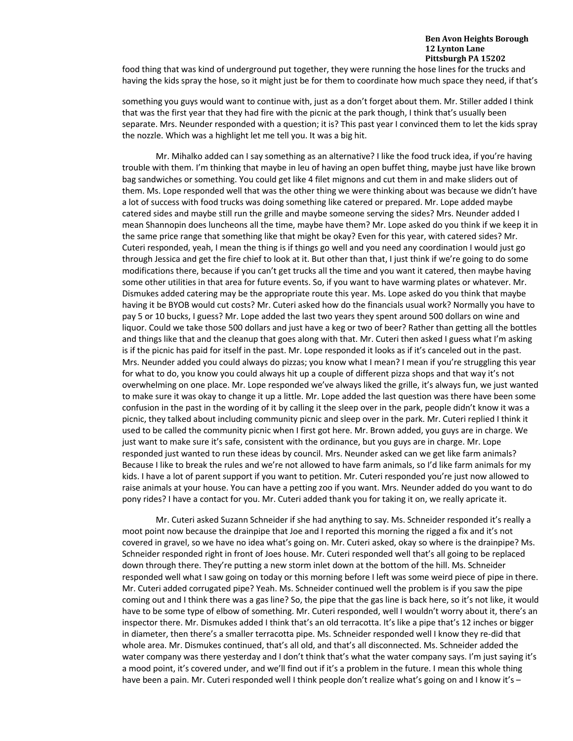food thing that was kind of underground put together, they were running the hose lines for the trucks and having the kids spray the hose, so it might just be for them to coordinate how much space they need, if that's

something you guys would want to continue with, just as a don't forget about them. Mr. Stiller added I think that was the first year that they had fire with the picnic at the park though, I think that's usually been separate. Mrs. Neunder responded with a question; it is? This past year I convinced them to let the kids spray the nozzle. Which was a highlight let me tell you. It was a big hit.

Mr. Mihalko added can I say something as an alternative? I like the food truck idea, if you're having trouble with them. I'm thinking that maybe in leu of having an open buffet thing, maybe just have like brown bag sandwiches or something. You could get like 4 filet mignons and cut them in and make sliders out of them. Ms. Lope responded well that was the other thing we were thinking about was because we didn't have a lot of success with food trucks was doing something like catered or prepared. Mr. Lope added maybe catered sides and maybe still run the grille and maybe someone serving the sides? Mrs. Neunder added I mean Shannopin does luncheons all the time, maybe have them? Mr. Lope asked do you think if we keep it in the same price range that something like that might be okay? Even for this year, with catered sides? Mr. Cuteri responded, yeah, I mean the thing is if things go well and you need any coordination I would just go through Jessica and get the fire chief to look at it. But other than that, I just think if we're going to do some modifications there, because if you can't get trucks all the time and you want it catered, then maybe having some other utilities in that area for future events. So, if you want to have warming plates or whatever. Mr. Dismukes added catering may be the appropriate route this year. Ms. Lope asked do you think that maybe having it be BYOB would cut costs? Mr. Cuteri asked how do the financials usual work? Normally you have to pay 5 or 10 bucks, I guess? Mr. Lope added the last two years they spent around 500 dollars on wine and liquor. Could we take those 500 dollars and just have a keg or two of beer? Rather than getting all the bottles and things like that and the cleanup that goes along with that. Mr. Cuteri then asked I guess what I'm asking is if the picnic has paid for itself in the past. Mr. Lope responded it looks as if it's canceled out in the past. Mrs. Neunder added you could always do pizzas; you know what I mean? I mean if you're struggling this year for what to do, you know you could always hit up a couple of different pizza shops and that way it's not overwhelming on one place. Mr. Lope responded we've always liked the grille, it's always fun, we just wanted to make sure it was okay to change it up a little. Mr. Lope added the last question was there have been some confusion in the past in the wording of it by calling it the sleep over in the park, people didn't know it was a picnic, they talked about including community picnic and sleep over in the park. Mr. Cuteri replied I think it used to be called the community picnic when I first got here. Mr. Brown added, you guys are in charge. We just want to make sure it's safe, consistent with the ordinance, but you guys are in charge. Mr. Lope responded just wanted to run these ideas by council. Mrs. Neunder asked can we get like farm animals? Because I like to break the rules and we're not allowed to have farm animals, so I'd like farm animals for my kids. I have a lot of parent support if you want to petition. Mr. Cuteri responded you're just now allowed to raise animals at your house. You can have a petting zoo if you want. Mrs. Neunder added do you want to do pony rides? I have a contact for you. Mr. Cuteri added thank you for taking it on, we really apricate it.

Mr. Cuteri asked Suzann Schneider if she had anything to say. Ms. Schneider responded it's really a moot point now because the drainpipe that Joe and I reported this morning the rigged a fix and it's not covered in gravel, so we have no idea what's going on. Mr. Cuteri asked, okay so where is the drainpipe? Ms. Schneider responded right in front of Joes house. Mr. Cuteri responded well that's all going to be replaced down through there. They're putting a new storm inlet down at the bottom of the hill. Ms. Schneider responded well what I saw going on today or this morning before I left was some weird piece of pipe in there. Mr. Cuteri added corrugated pipe? Yeah. Ms. Schneider continued well the problem is if you saw the pipe coming out and I think there was a gas line? So, the pipe that the gas line is back here, so it's not like, it would have to be some type of elbow of something. Mr. Cuteri responded, well I wouldn't worry about it, there's an inspector there. Mr. Dismukes added I think that's an old terracotta. It's like a pipe that's 12 inches or bigger in diameter, then there's a smaller terracotta pipe. Ms. Schneider responded well I know they re-did that whole area. Mr. Dismukes continued, that's all old, and that's all disconnected. Ms. Schneider added the water company was there yesterday and I don't think that's what the water company says. I'm just saying it's a mood point, it's covered under, and we'll find out if it's a problem in the future. I mean this whole thing have been a pain. Mr. Cuteri responded well I think people don't realize what's going on and I know it's –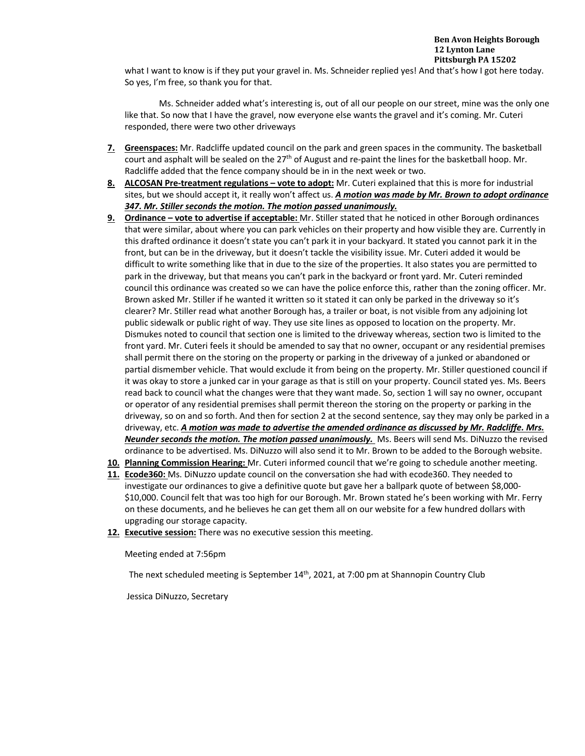what I want to know is if they put your gravel in. Ms. Schneider replied yes! And that's how I got here today. So yes, I'm free, so thank you for that.

Ms. Schneider added what's interesting is, out of all our people on our street, mine was the only one like that. So now that I have the gravel, now everyone else wants the gravel and it's coming. Mr. Cuteri responded, there were two other driveways

7. **Greenspaces:** Mr. Radcliffe updated council on the park and green spaces in the community. The basketball court and asphalt will be sealed on the 27th of August and re-paint the lines for the basketball hoop. Mr. Radcliffe added that the fence company should be in in the next week or two.
8. **ALCOSAN Pre-treatment regulations – vote to adopt:** Mr. Cuteri explained that this is more for industrial sites, but we should accept it, it really won't affect us. ***A motion was made by Mr. Brown to adopt ordinance 347. Mr. Stiller seconds the motion. The motion passed unanimously.***
9. **Ordinance – vote to advertise if acceptable:** Mr. Stiller stated that he noticed in other Borough ordinances that were similar, about where you can park vehicles on their property and how visible they are. Currently in this drafted ordinance it doesn't state you can't park it in your backyard. It stated you cannot park it in the front, but can be in the driveway, but it doesn't tackle the visibility issue. Mr. Cuteri added it would be difficult to write something like that in due to the size of the properties. It also states you are permitted to park in the driveway, but that means you can't park in the backyard or front yard. Mr. Cuteri reminded council this ordinance was created so we can have the police enforce this, rather than the zoning officer. Mr. Brown asked Mr. Stiller if he wanted it written so it stated it can only be parked in the driveway so it's clearer? Mr. Stiller read what another Borough has, a trailer or boat, is not visible from any adjoining lot public sidewalk or public right of way. They use site lines as opposed to location on the property. Mr. Dismukes noted to council that section one is limited to the driveway whereas, section two is limited to the front yard. Mr. Cuteri feels it should be amended to say that no owner, occupant or any residential premises shall permit there on the storing on the property or parking in the driveway of a junked or abandoned or partial dismember vehicle. That would exclude it from being on the property. Mr. Stiller questioned council if it was okay to store a junked car in your garage as that is still on your property. Council stated yes. Ms. Beers read back to council what the changes were that they want made. So, section 1 will say no owner, occupant or operator of any residential premises shall permit thereon the storing on the property or parking in the driveway, so on and so forth. And then for section 2 at the second sentence, say they may only be parked in a driveway, etc. ***A motion was made to advertise the amended ordinance as discussed by Mr. Radcliffe. Mrs. Neunder seconds the motion. The motion passed unanimously.*** Ms. Beers will send Ms. DiNuzzo the revised ordinance to be advertised. Ms. DiNuzzo will also send it to Mr. Brown to be added to the Borough website.
10. **Planning Commission Hearing:** Mr. Cuteri informed council that we're going to schedule another meeting.
11. **Ecode360:** Ms. DiNuzzo update council on the conversation she had with ecode360. They needed to investigate our ordinances to give a definitive quote but gave her a ballpark quote of between $8,000-$10,000. Council felt that was too high for our Borough. Mr. Brown stated he's been working with Mr. Ferry on these documents, and he believes he can get them all on our website for a few hundred dollars with upgrading our storage capacity.
12. **Executive session:** There was no executive session this meeting.

Meeting ended at 7:56pm

The next scheduled meeting is September 14th, 2021, at 7:00 pm at Shannopin Country Club

Jessica DiNuzzo, Secretary